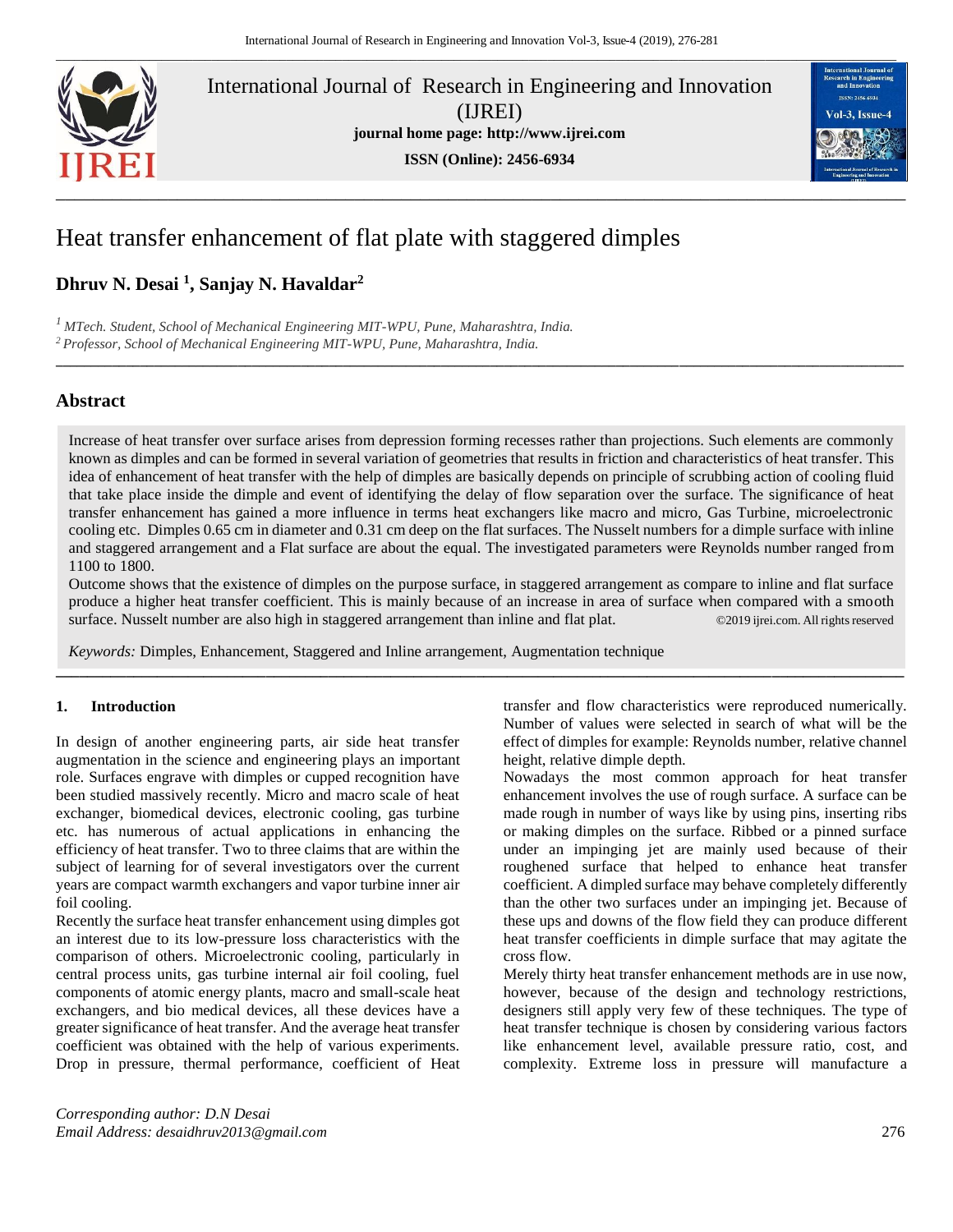International Journal of Research in Engineering and Innovation (IJREI)

**journal home page: http://www.ijrei.com**

**ISSN (Online): 2456-6934**

# Heat transfer enhancement of flat plate with staggered dimples

**Dhruv N. Desai [1], Sanjay N. Havaldar[2]**

*[1] MTech. Student, School of Mechanical Engineering MIT-WPU, Pune, Maharashtra, India.*
*[2] Professor, School of Mechanical Engineering MIT-WPU, Pune, Maharashtra, India.*

## Abstract

Increase of heat transfer over surface arises from depression forming recesses rather than projections. Such elements are commonly known as dimples and can be formed in several variation of geometries that results in friction and characteristics of heat transfer. This idea of enhancement of heat transfer with the help of dimples are basically depends on principle of scrubbing action of cooling fluid that take place inside the dimple and event of identifying the delay of flow separation over the surface. The significance of heat transfer enhancement has gained a more influence in terms heat exchangers like macro and micro, Gas Turbine, microelectronic cooling etc. Dimples 0.65 cm in diameter and 0.31 cm deep on the flat surfaces. The Nusselt numbers for a dimple surface with inline and staggered arrangement and a Flat surface are about the equal. The investigated parameters were Reynolds number ranged from 1100 to 1800.

Outcome shows that the existence of dimples on the purpose surface, in staggered arrangement as compare to inline and flat surface produce a higher heat transfer coefficient. This is mainly because of an increase in area of surface when compared with a smooth surface. Nusselt number are also high in staggered arrangement than inline and flat plat. ©2019 ijrei.com. All rights reserved

*Keywords:* Dimples, Enhancement, Staggered and Inline arrangement, Augmentation technique

### 1. Introduction

In design of another engineering parts, air side heat transfer augmentation in the science and engineering plays an important role. Surfaces engrave with dimples or cupped recognition have been studied massively recently. Micro and macro scale of heat exchanger, biomedical devices, electronic cooling, gas turbine etc. has numerous of actual applications in enhancing the efficiency of heat transfer. Two to three claims that are within the subject of learning for of several investigators over the current years are compact warmth exchangers and vapor turbine inner air foil cooling.

Recently the surface heat transfer enhancement using dimples got an interest due to its low-pressure loss characteristics with the comparison of others. Microelectronic cooling, particularly in central process units, gas turbine internal air foil cooling, fuel components of atomic energy plants, macro and small-scale heat exchangers, and bio medical devices, all these devices have a greater significance of heat transfer. And the average heat transfer coefficient was obtained with the help of various experiments. Drop in pressure, thermal performance, coefficient of Heat transfer and flow characteristics were reproduced numerically. Number of values were selected in search of what will be the effect of dimples for example: Reynolds number, relative channel height, relative dimple depth.

Nowadays the most common approach for heat transfer enhancement involves the use of rough surface. A surface can be made rough in number of ways like by using pins, inserting ribs or making dimples on the surface. Ribbed or a pinned surface under an impinging jet are mainly used because of their roughened surface that helped to enhance heat transfer coefficient. A dimpled surface may behave completely differently than the other two surfaces under an impinging jet. Because of these ups and downs of the flow field they can produce different heat transfer coefficients in dimple surface that may agitate the cross flow.

Merely thirty heat transfer enhancement methods are in use now, however, because of the design and technology restrictions, designers still apply very few of these techniques. The type of heat transfer technique is chosen by considering various factors like enhancement level, available pressure ratio, cost, and complexity. Extreme loss in pressure will manufacture a

*Corresponding author: D.N Desai*
*Email Address: desaidhruv2013@gmail.com*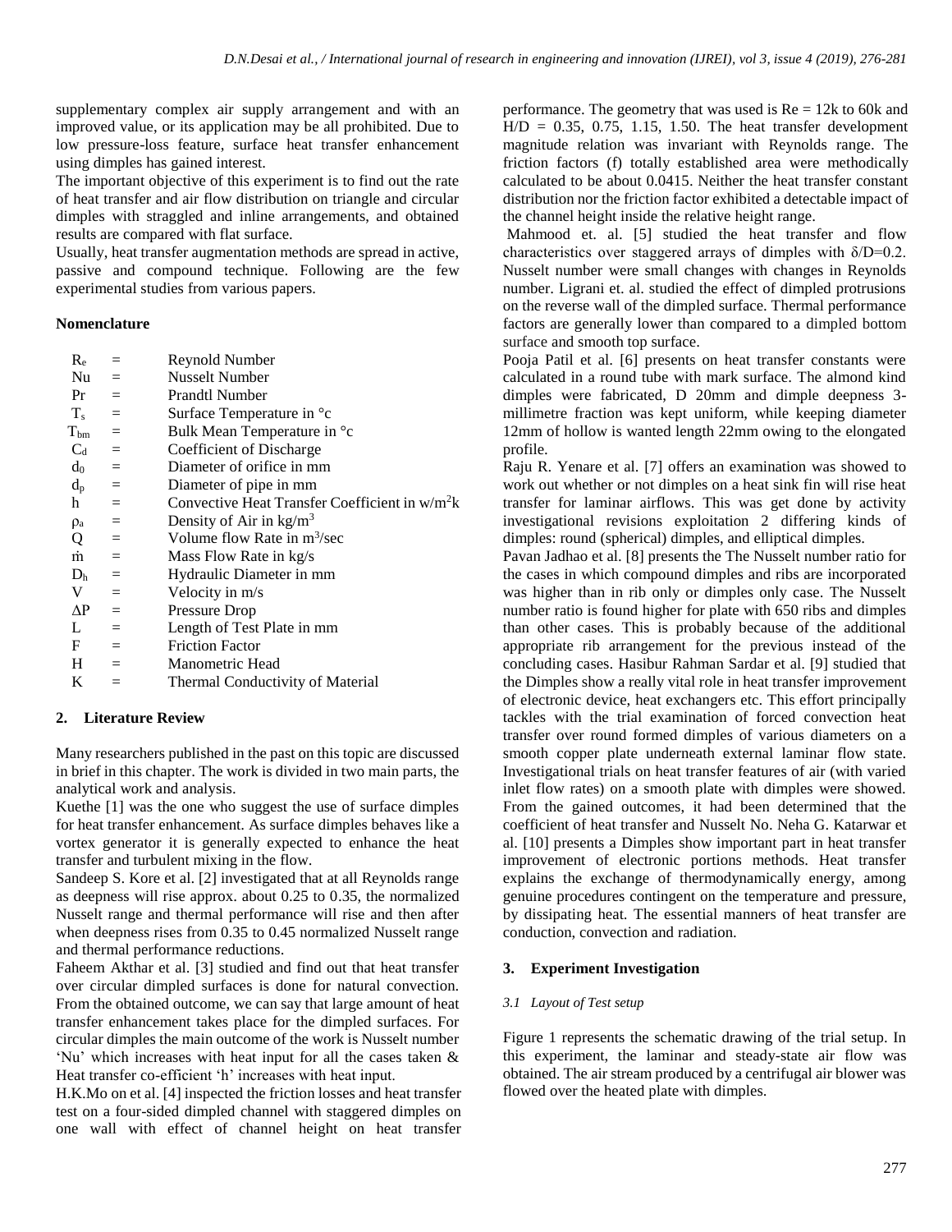supplementary complex air supply arrangement and with an improved value, or its application may be all prohibited. Due to low pressure-loss feature, surface heat transfer enhancement using dimples has gained interest.

The important objective of this experiment is to find out the rate of heat transfer and air flow distribution on triangle and circular dimples with straggled and inline arrangements, and obtained results are compared with flat surface.

Usually, heat transfer augmentation methods are spread in active, passive and compound technique. Following are the few experimental studies from various papers.

**Nomenclature**

| | | |
|---|---|---|
| $R_e$ | = | Reynold Number |
| Nu | = | Nusselt Number |
| Pr | = | Prandtl Number |
| $T_s$ | = | Surface Temperature in °c |
| $T_{bm}$ | = | Bulk Mean Temperature in °c |
| $C_d$ | = | Coefficient of Discharge |
| $d_0$ | = | Diameter of orifice in mm |
| $d_p$ | = | Diameter of pipe in mm |
| h | = | Convective Heat Transfer Coefficient in $w/m^2k$ |
| $\rho_a$ | = | Density of Air in $kg/m^3$ |
| Q | = | Volume flow Rate in $m^3/sec$ |
| $\dot{m}$ | = | Mass Flow Rate in kg/s |
| $D_h$ | = | Hydraulic Diameter in mm |
| V | = | Velocity in m/s |
| $\Delta P$ | = | Pressure Drop |
| L | = | Length of Test Plate in mm |
| F | = | Friction Factor |
| H | = | Manometric Head |
| K | = | Thermal Conductivity of Material |

## 2. Literature Review

Many researchers published in the past on this topic are discussed in brief in this chapter. The work is divided in two main parts, the analytical work and analysis.

Kuethe [1] was the one who suggest the use of surface dimples for heat transfer enhancement. As surface dimples behaves like a vortex generator it is generally expected to enhance the heat transfer and turbulent mixing in the flow.

Sandeep S. Kore et al. [2] investigated that at all Reynolds range as deepness will rise approx. about 0.25 to 0.35, the normalized Nusselt range and thermal performance will rise and then after when deepness rises from 0.35 to 0.45 normalized Nusselt range and thermal performance reductions.

Faheem Akhtar et al. [3] studied and find out that heat transfer over circular dimpled surfaces is done for natural convection. From the obtained outcome, we can say that large amount of heat transfer enhancement takes place for the dimpled surfaces. For circular dimples the main outcome of the work is Nusselt number 'Nu' which increases with heat input for all the cases taken & Heat transfer co-efficient 'h' increases with heat input.

H.K.Mo on et al. [4] inspected the friction losses and heat transfer test on a four-sided dimpled channel with staggered dimples on one wall with effect of channel height on heat transfer performance. The geometry that was used is Re = 12k to 60k and H/D = 0.35, 0.75, 1.15, 1.50. The heat transfer development magnitude relation was invariant with Reynolds range. The friction factors (f) totally established area were methodically calculated to be about 0.0415. Neither the heat transfer constant distribution nor the friction factor exhibited a detectable impact of the channel height inside the relative height range.

Mahmood et. al. [5] studied the heat transfer and flow characteristics over staggered arrays of dimples with $\delta/D=0.2$. Nusselt number were small changes with changes in Reynolds number. Ligrani et. al. studied the effect of dimpled protrusions on the reverse wall of the dimpled surface. Thermal performance factors are generally lower than compared to a dimpled bottom surface and smooth top surface.

Pooja Patil et al. [6] presents on heat transfer constants were calculated in a round tube with mark surface. The almond kind dimples were fabricated, D 20mm and dimple deepness 3-millimetre fraction was kept uniform, while keeping diameter 12mm of hollow is wanted length 22mm owing to the elongated profile.

Raju R. Yenare et al. [7] offers an examination was showed to work out whether or not dimples on a heat sink fin will rise heat transfer for laminar airflows. This was get done by activity investigational revisions exploitation 2 differing kinds of dimples: round (spherical) dimples, and elliptical dimples.

Pavan Jadhao et al. [8] presents the The Nusselt number ratio for the cases in which compound dimples and ribs are incorporated was higher than in rib only or dimples only case. The Nusselt number ratio is found higher for plate with 650 ribs and dimples than other cases. This is probably because of the additional appropriate rib arrangement for the previous instead of the concluding cases. Hasibur Rahman Sardar et al. [9] studied that the Dimples show a really vital role in heat transfer improvement of electronic device, heat exchangers etc. This effort principally tackles with the trial examination of forced convection heat transfer over round formed dimples of various diameters on a smooth copper plate underneath external laminar flow state. Investigational trials on heat transfer features of air (with varied inlet flow rates) on a smooth plate with dimples were showed. From the gained outcomes, it had been determined that the coefficient of heat transfer and Nusselt No. Neha G. Katarwar et al. [10] presents a Dimples show important part in heat transfer improvement of electronic portions methods. Heat transfer explains the exchange of thermodynamically energy, among genuine procedures contingent on the temperature and pressure, by dissipating heat. The essential manners of heat transfer are conduction, convection and radiation.

## 3. Experiment Investigation

### *3.1 Layout of Test setup*

Figure 1 represents the schematic drawing of the trial setup. In this experiment, the laminar and steady-state air flow was obtained. The air stream produced by a centrifugal air blower was flowed over the heated plate with dimples.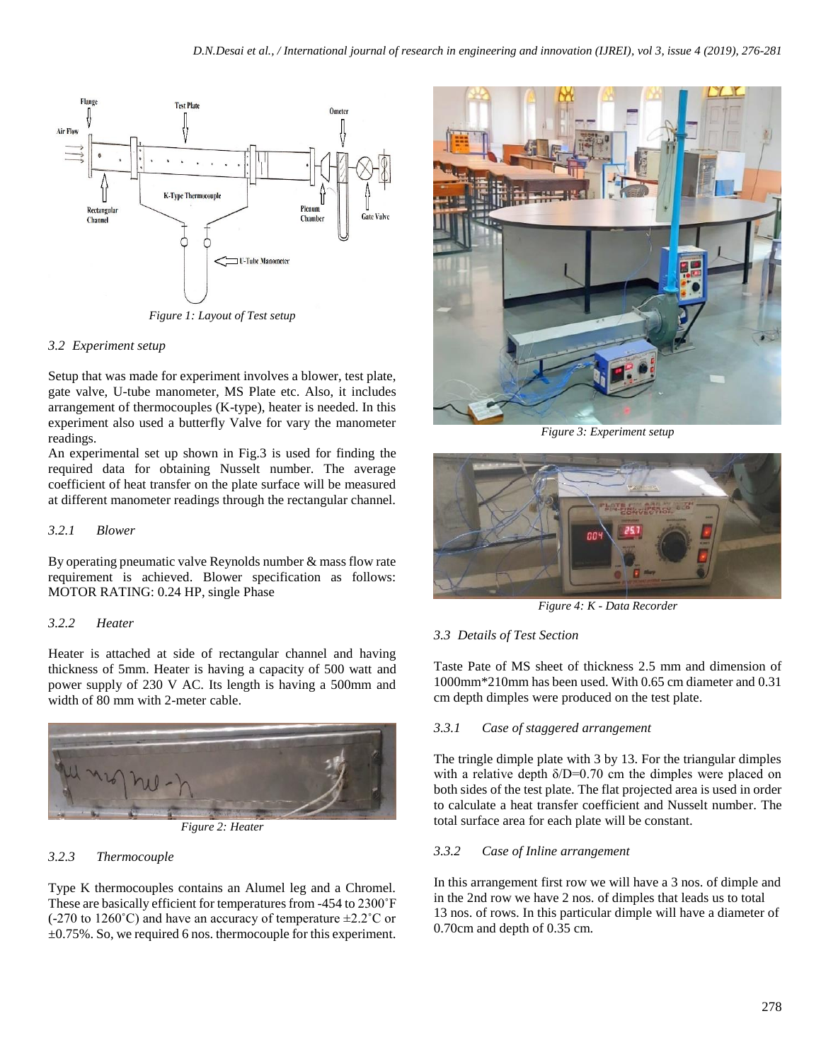Figure 1: Layout of Test setup

### 3.2 Experiment setup

Setup that was made for experiment involves a blower, test plate, gate valve, U-tube manometer, MS Plate etc. Also, it includes arrangement of thermocouples (K-type), heater is needed. In this experiment also used a butterfly Valve for vary the manometer readings.

An experimental set up shown in Fig.3 is used for finding the required data for obtaining Nusselt number. The average coefficient of heat transfer on the plate surface will be measured at different manometer readings through the rectangular channel.

#### 3.2.1 Blower

By operating pneumatic valve Reynolds number & mass flow rate requirement is achieved. Blower specification as follows: MOTOR RATING: 0.24 HP, single Phase

#### 3.2.2 Heater

Heater is attached at side of rectangular channel and having thickness of 5mm. Heater is having a capacity of 500 watt and power supply of 230 V AC. Its length is having a 500mm and width of 80 mm with 2-meter cable.

Figure 2: Heater

#### 3.2.3 Thermocouple

Type K thermocouples contains an Alumel leg and a Chromel. These are basically efficient for temperatures from -454 to 2300˚F (-270 to 1260˚C) and have an accuracy of temperature ±2.2˚C or ±0.75%. So, we required 6 nos. thermocouple for this experiment.

Figure 3: Experiment setup

Figure 4: K - Data Recorder

### 3.3 Details of Test Section

Taste Pate of MS sheet of thickness 2.5 mm and dimension of 1000mm*210mm has been used. With 0.65 cm diameter and 0.31 cm depth dimples were produced on the test plate.

#### 3.3.1 Case of staggered arrangement

The tringle dimple plate with 3 by 13. For the triangular dimples with a relative depth $\delta/D$=0.70 cm the dimples were placed on both sides of the test plate. The flat projected area is used in order to calculate a heat transfer coefficient and Nusselt number. The total surface area for each plate will be constant.

#### 3.3.2 Case of Inline arrangement

In this arrangement first row we will have a 3 nos. of dimple and in the 2nd row we have 2 nos. of dimples that leads us to total 13 nos. of rows. In this particular dimple will have a diameter of 0.70cm and depth of 0.35 cm.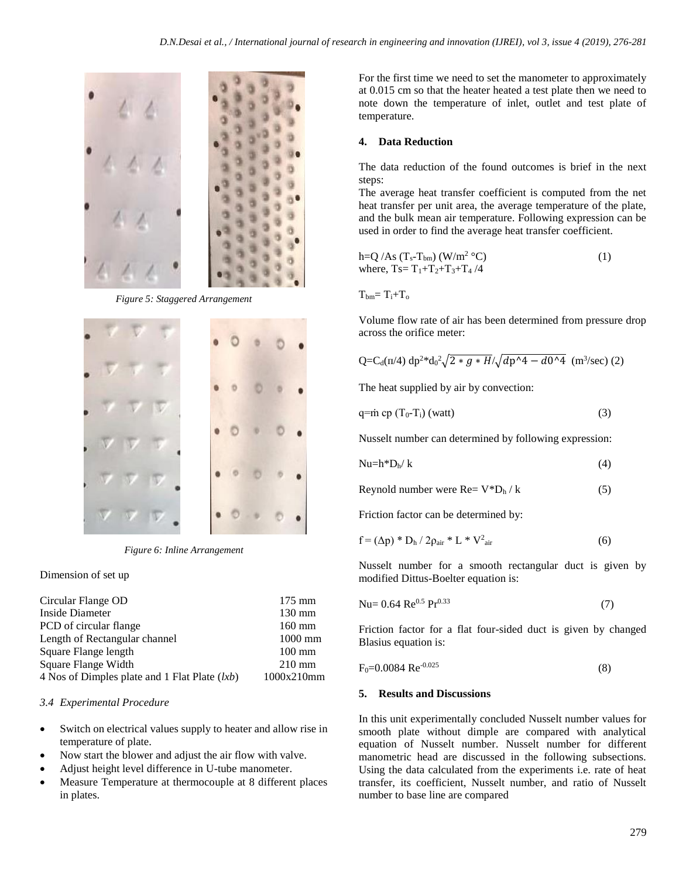Figure 5: Staggered Arrangement

Figure 6: Inline Arrangement

Dimension of set up

| | |
|---|---|
| Circular Flange OD | 175 mm |
| Inside Diameter | 130 mm |
| PCD of circular flange | 160 mm |
| Length of Rectangular channel | 1000 mm |
| Square Flange length | 100 mm |
| Square Flange Width | 210 mm |
| 4 Nos of Dimples plate and 1 Flat Plate (*lxb*) | 1000x210mm |

### *3.4 Experimental Procedure*

- Switch on electrical values supply to heater and allow rise in temperature of plate.
- Now start the blower and adjust the air flow with valve.
- Adjust height level difference in U-tube manometer.
- Measure Temperature at thermocouple at 8 different places in plates.

For the first time we need to set the manometer to approximately at 0.015 cm so that the heater heated a test plate then we need to note down the temperature of inlet, outlet and test plate of temperature.

## 4. Data Reduction

The data reduction of the found outcomes is brief in the next steps:
The average heat transfer coefficient is computed from the net heat transfer per unit area, the average temperature of the plate, and the bulk mean air temperature. Following expression can be used in order to find the average heat transfer coefficient.

$$h=Q/As\,(T_s-T_{bm})\ (W/m^2\ °C) \quad (1)$$

where, $Ts= T_1+T_2+T_3+T_4 /4$

$T_{bm}= T_i+T_o$

Volume flow rate of air has been determined from pressure drop across the orifice meter:

$$Q=C_d(\pi/4)\, dp^2{*}d_0^2\sqrt{2*g*H}/\sqrt{dp^4-d0^4}\ (m^3/sec) \quad (2)$$

The heat supplied by air by convection:

$$q=\dot{m}\, cp\, (T_0-T_i)\ (watt) \quad (3)$$

Nusselt number can determined by following expression:

$$Nu=h{*}D_h/ k \quad (4)$$

Reynold number were $Re= V{*}D_h / k$ (5)

Friction factor can be determined by:

$$f = (\Delta p) * D_h / 2\rho_{air} * L * V^2_{air} \quad (6)$$

Nusselt number for a smooth rectangular duct is given by modified Dittus-Boelter equation is:

$$Nu= 0.64\, Re^{0.5}\, Pr^{0.33} \quad (7)$$

Friction factor for a flat four-sided duct is given by changed Blasius equation is:

$$F_0=0.0084\, Re^{-0.025} \quad (8)$$

## 5. Results and Discussions

In this unit experimentally concluded Nusselt number values for smooth plate without dimple are compared with analytical equation of Nusselt number. Nusselt number for different manometric head are discussed in the following subsections. Using the data calculated from the experiments i.e. rate of heat transfer, its coefficient, Nusselt number, and ratio of Nusselt number to base line are compared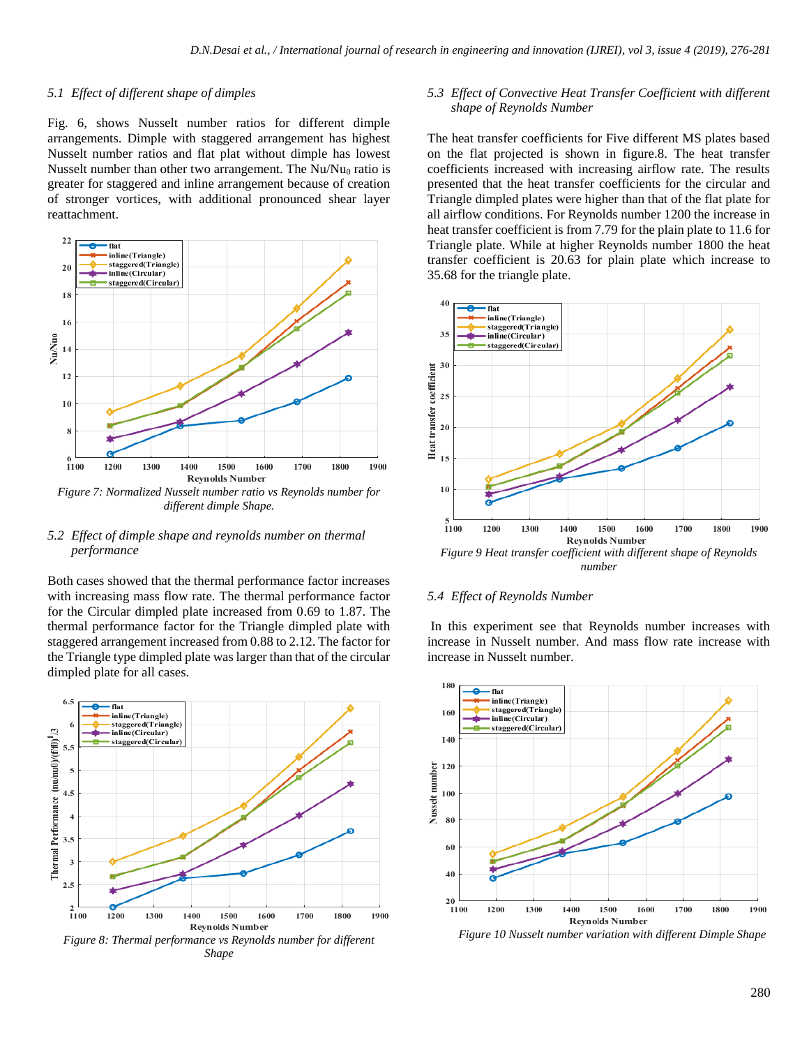### 5.1 Effect of different shape of dimples

Fig. 6, shows Nusselt number ratios for different dimple arrangements. Dimple with staggered arrangement has highest Nusselt number ratios and flat plat without dimple has lowest Nusselt number than other two arrangement. The $Nu/Nu_0$ ratio is greater for staggered and inline arrangement because of creation of stronger vortices, with additional pronounced shear layer reattachment.

Figure 7: Normalized Nusselt number ratio vs Reynolds number for different dimple Shape.

### 5.2 Effect of dimple shape and reynolds number on thermal performance

Both cases showed that the thermal performance factor increases with increasing mass flow rate. The thermal performance factor for the Circular dimpled plate increased from 0.69 to 1.87. The thermal performance factor for the Triangle dimpled plate with staggered arrangement increased from 0.88 to 2.12. The factor for the Triangle type dimpled plate was larger than that of the circular dimpled plate for all cases.

Figure 8: Thermal performance vs Reynolds number for different Shape

### 5.3 Effect of Convective Heat Transfer Coefficient with different shape of Reynolds Number

The heat transfer coefficients for Five different MS plates based on the flat projected is shown in figure.8. The heat transfer coefficients increased with increasing airflow rate. The results presented that the heat transfer coefficients for the circular and Triangle dimpled plates were higher than that of the flat plate for all airflow conditions. For Reynolds number 1200 the increase in heat transfer coefficient is from 7.79 for the plain plate to 11.6 for Triangle plate. While at higher Reynolds number 1800 the heat transfer coefficient is 20.63 for plain plate which increase to 35.68 for the triangle plate.

Figure 9 Heat transfer coefficient with different shape of Reynolds number

### 5.4 Effect of Reynolds Number

In this experiment see that Reynolds number increases with increase in Nusselt number. And mass flow rate increase with increase in Nusselt number.

Figure 10 Nusselt number variation with different Dimple Shape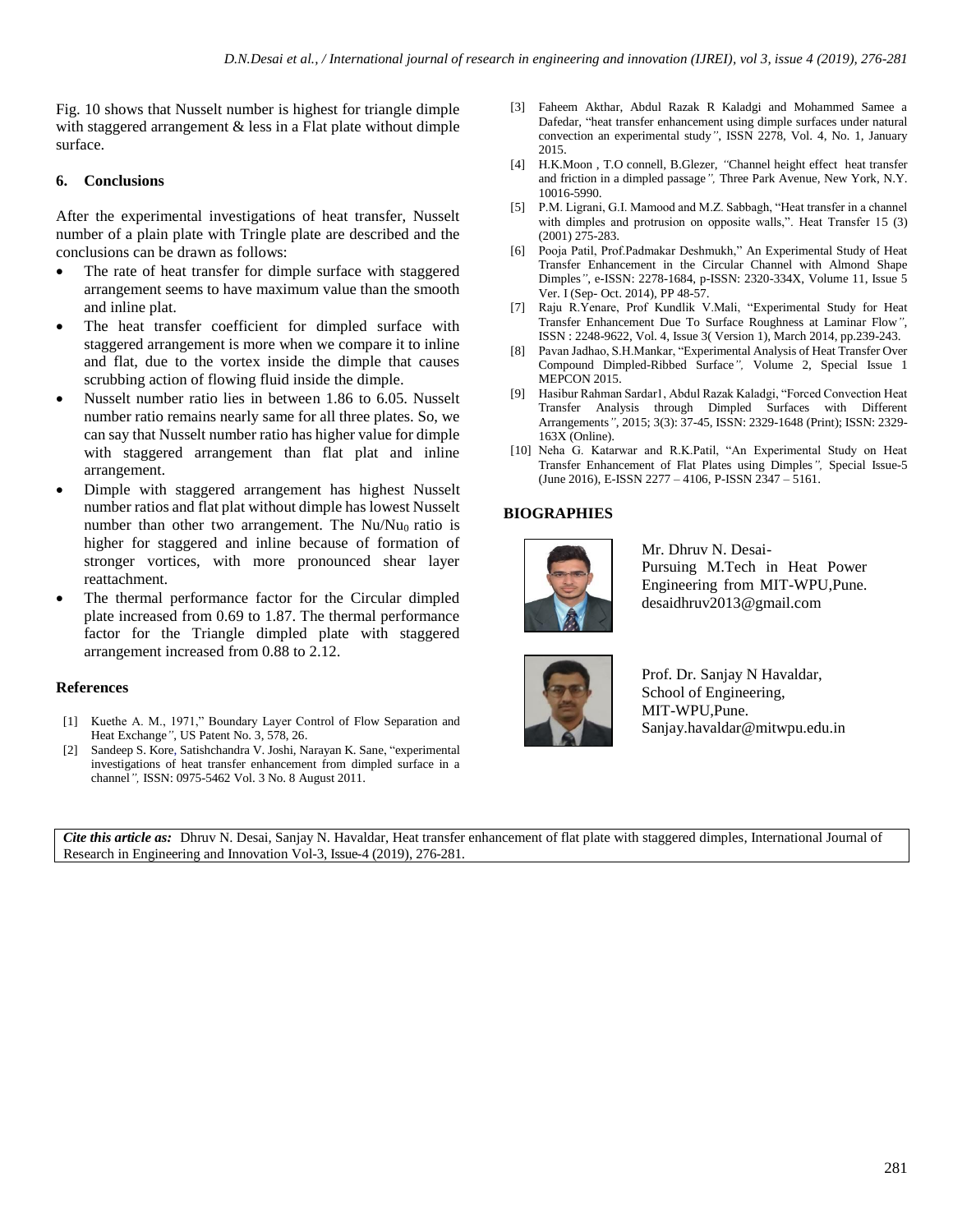Fig. 10 shows that Nusselt number is highest for triangle dimple with staggered arrangement & less in a Flat plate without dimple surface.

## 6. Conclusions

After the experimental investigations of heat transfer, Nusselt number of a plain plate with Tringle plate are described and the conclusions can be drawn as follows:

- The rate of heat transfer for dimple surface with staggered arrangement seems to have maximum value than the smooth and inline plat.
- The heat transfer coefficient for dimpled surface with staggered arrangement is more when we compare it to inline and flat, due to the vortex inside the dimple that causes scrubbing action of flowing fluid inside the dimple.
- Nusselt number ratio lies in between 1.86 to 6.05. Nusselt number ratio remains nearly same for all three plates. So, we can say that Nusselt number ratio has higher value for dimple with staggered arrangement than flat plat and inline arrangement.
- Dimple with staggered arrangement has highest Nusselt number ratios and flat plat without dimple has lowest Nusselt number than other two arrangement. The $Nu/Nu_0$ ratio is higher for staggered and inline because of formation of stronger vortices, with more pronounced shear layer reattachment.
- The thermal performance factor for the Circular dimpled plate increased from 0.69 to 1.87. The thermal performance factor for the Triangle dimpled plate with staggered arrangement increased from 0.88 to 2.12.

## References

[1] Kuethe A. M., 1971," Boundary Layer Control of Flow Separation and Heat Exchange", US Patent No. 3, 578, 26.

[2] Sandeep S. Kore, Satishchandra V. Joshi, Narayan K. Sane, "experimental investigations of heat transfer enhancement from dimpled surface in a channel", ISSN: 0975-5462 Vol. 3 No. 8 August 2011.

[3] Faheem Akthar, Abdul Razak R Kaladgi and Mohammed Samee a Dafedar, "heat transfer enhancement using dimple surfaces under natural convection an experimental study", ISSN 2278, Vol. 4, No. 1, January 2015.

[4] H.K.Moon , T.O connell, B.Glezer, "Channel height effect heat transfer and friction in a dimpled passage", Three Park Avenue, New York, N.Y. 10016-5990.

[5] P.M. Ligrani, G.I. Mamood and M.Z. Sabbagh, "Heat transfer in a channel with dimples and protrusion on opposite walls,". Heat Transfer 15 (3) (2001) 275-283.

[6] Pooja Patil, Prof.Padmakar Deshmukh," An Experimental Study of Heat Transfer Enhancement in the Circular Channel with Almond Shape Dimples", e-ISSN: 2278-1684, p-ISSN: 2320-334X, Volume 11, Issue 5 Ver. I (Sep- Oct. 2014), PP 48-57.

[7] Raju R.Yenare, Prof Kundlik V.Mali, "Experimental Study for Heat Transfer Enhancement Due To Surface Roughness at Laminar Flow", ISSN : 2248-9622, Vol. 4, Issue 3( Version 1), March 2014, pp.239-243.

[8] Pavan Jadhao, S.H.Mankar, "Experimental Analysis of Heat Transfer Over Compound Dimpled-Ribbed Surface", Volume 2, Special Issue 1 MEPCON 2015.

[9] Hasibur Rahman Sardar1, Abdul Razak Kaladgi, "Forced Convection Heat Transfer Analysis through Dimpled Surfaces with Different Arrangements", 2015; 3(3): 37-45, ISSN: 2329-1648 (Print); ISSN: 2329-163X (Online).

[10] Neha G. Katarwar and R.K.Patil, "An Experimental Study on Heat Transfer Enhancement of Flat Plates using Dimples", Special Issue-5 (June 2016), E-ISSN 2277 – 4106, P-ISSN 2347 – 5161.

## BIOGRAPHIES

Mr. Dhruv N. Desai-
Pursuing M.Tech in Heat Power Engineering from MIT-WPU,Pune.
desaidhruv2013@gmail.com

Prof. Dr. Sanjay N Havaldar,
School of Engineering,
MIT-WPU,Pune.
Sanjay.havaldar@mitwpu.edu.in

***Cite this article as:*** Dhruv N. Desai, Sanjay N. Havaldar, Heat transfer enhancement of flat plate with staggered dimples, International Journal of Research in Engineering and Innovation Vol-3, Issue-4 (2019), 276-281.